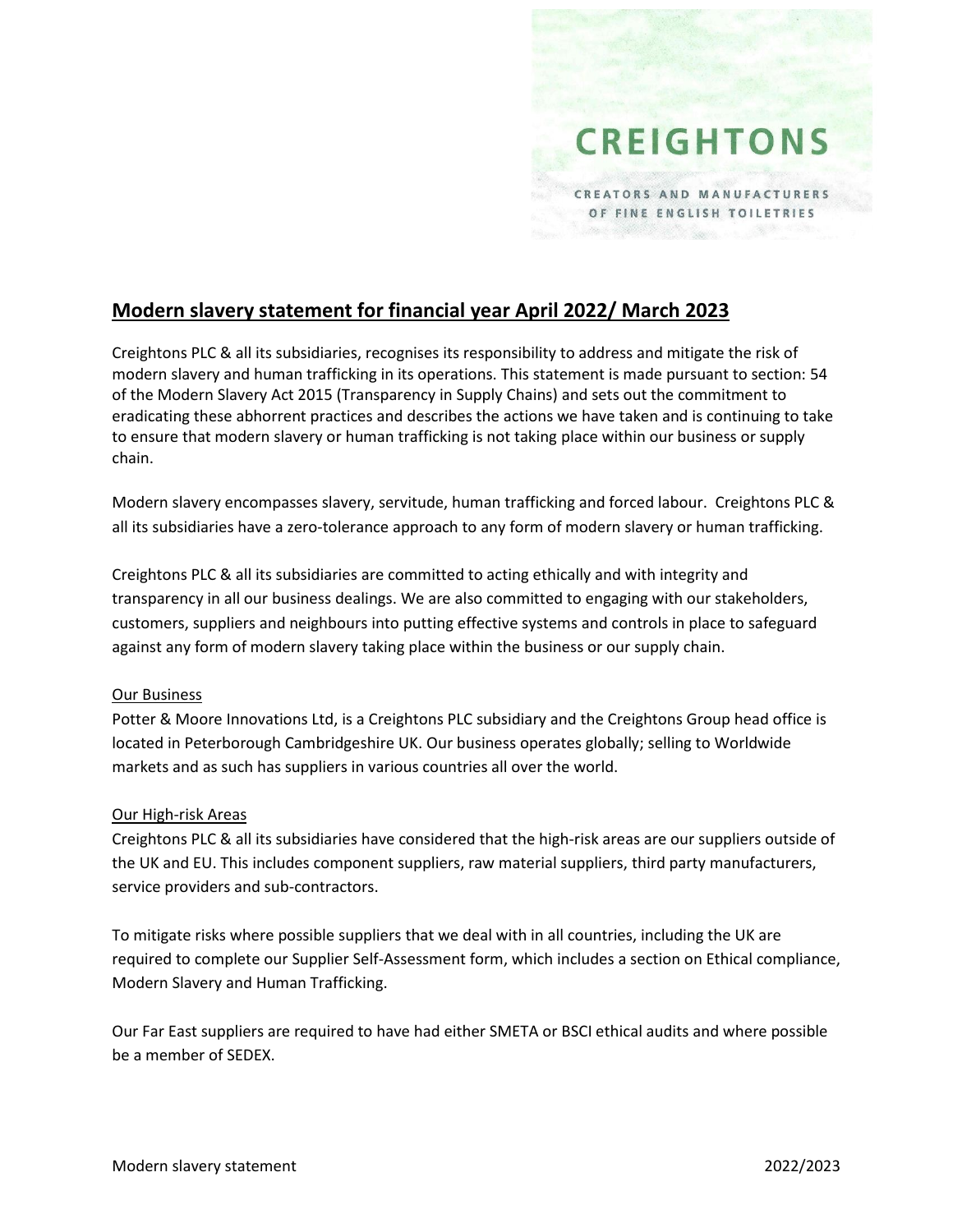CREIGHTONS

CREATORS AND MANUFACTURERS OF FINE ENGLISH TOILETRIES

# Modern slavery statement for financial year April 2022/ March 2023

Creightons PLC & all its subsidiaries, recognises its responsibility to address and mitigate the risk of modern slavery and human trafficking in its operations. This statement is made pursuant to section: 54 of the Modern Slavery Act 2015 (Transparency in Supply Chains) and sets out the commitment to eradicating these abhorrent practices and describes the actions we have taken and is continuing to take to ensure that modern slavery or human trafficking is not taking place within our business or supply chain.

Modern slavery encompasses slavery, servitude, human trafficking and forced labour. Creightons PLC & all its subsidiaries have a zero-tolerance approach to any form of modern slavery or human trafficking.

Creightons PLC & all its subsidiaries are committed to acting ethically and with integrity and transparency in all our business dealings. We are also committed to engaging with our stakeholders, customers, suppliers and neighbours into putting effective systems and controls in place to safeguard against any form of modern slavery taking place within the business or our supply chain.

## Our Business

Potter & Moore Innovations Ltd, is a Creightons PLC subsidiary and the Creightons Group head office is located in Peterborough Cambridgeshire UK. Our business operates globally; selling to Worldwide markets and as such has suppliers in various countries all over the world.

## Our High-risk Areas

Creightons PLC & all its subsidiaries have considered that the high-risk areas are our suppliers outside of the UK and EU. This includes component suppliers, raw material suppliers, third party manufacturers, service providers and sub-contractors.

To mitigate risks where possible suppliers that we deal with in all countries, including the UK are required to complete our Supplier Self-Assessment form, which includes a section on Ethical compliance, Modern Slavery and Human Trafficking.

Our Far East suppliers are required to have had either SMETA or BSCI ethical audits and where possible be a member of SEDEX.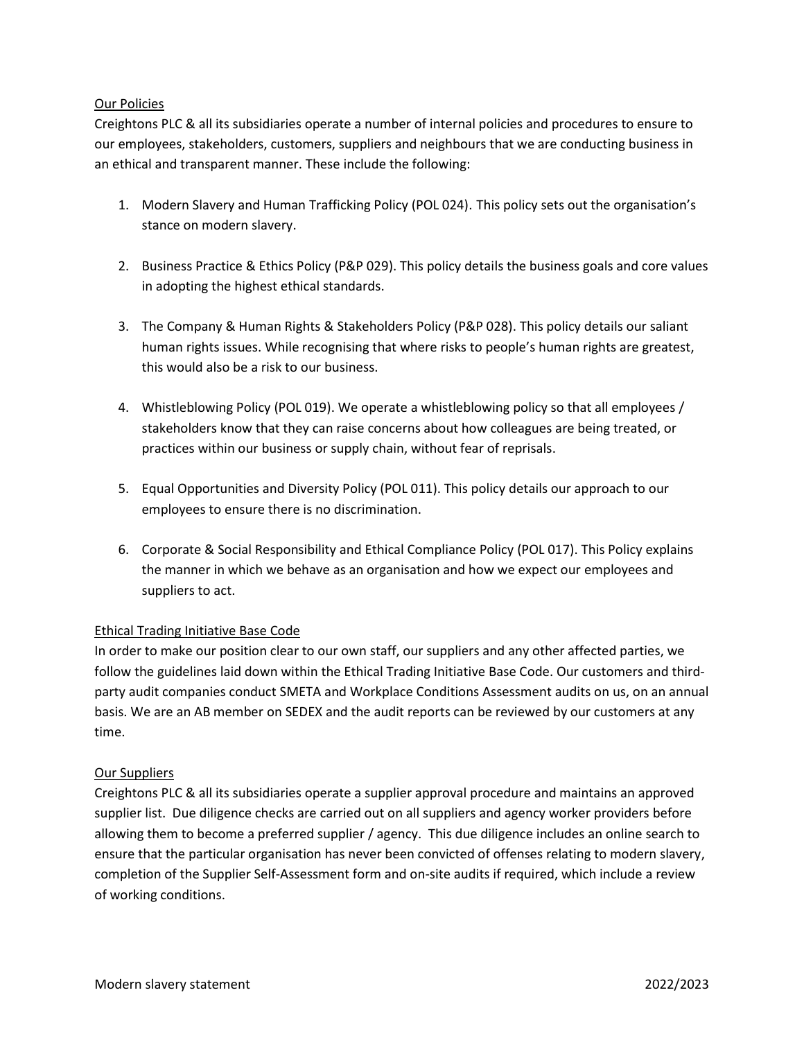## Our Policies

Creightons PLC & all its subsidiaries operate a number of internal policies and procedures to ensure to our employees, stakeholders, customers, suppliers and neighbours that we are conducting business in an ethical and transparent manner. These include the following:

1. Modern Slavery and Human Trafficking Policy (POL 024). This policy sets out the organisation's stance on modern slavery.

2. Business Practice & Ethics Policy (P&P 029). This policy details the business goals and core values in adopting the highest ethical standards.

3. The Company & Human Rights & Stakeholders Policy (P&P 028). This policy details our saliant human rights issues. While recognising that where risks to people's human rights are greatest, this would also be a risk to our business.

4. Whistleblowing Policy (POL 019). We operate a whistleblowing policy so that all employees / stakeholders know that they can raise concerns about how colleagues are being treated, or practices within our business or supply chain, without fear of reprisals.

5. Equal Opportunities and Diversity Policy (POL 011). This policy details our approach to our employees to ensure there is no discrimination.

6. Corporate & Social Responsibility and Ethical Compliance Policy (POL 017). This Policy explains the manner in which we behave as an organisation and how we expect our employees and suppliers to act.

## Ethical Trading Initiative Base Code

In order to make our position clear to our own staff, our suppliers and any other affected parties, we follow the guidelines laid down within the Ethical Trading Initiative Base Code. Our customers and third-party audit companies conduct SMETA and Workplace Conditions Assessment audits on us, on an annual basis. We are an AB member on SEDEX and the audit reports can be reviewed by our customers at any time.

## Our Suppliers

Creightons PLC & all its subsidiaries operate a supplier approval procedure and maintains an approved supplier list. Due diligence checks are carried out on all suppliers and agency worker providers before allowing them to become a preferred supplier / agency. This due diligence includes an online search to ensure that the particular organisation has never been convicted of offenses relating to modern slavery, completion of the Supplier Self-Assessment form and on-site audits if required, which include a review of working conditions.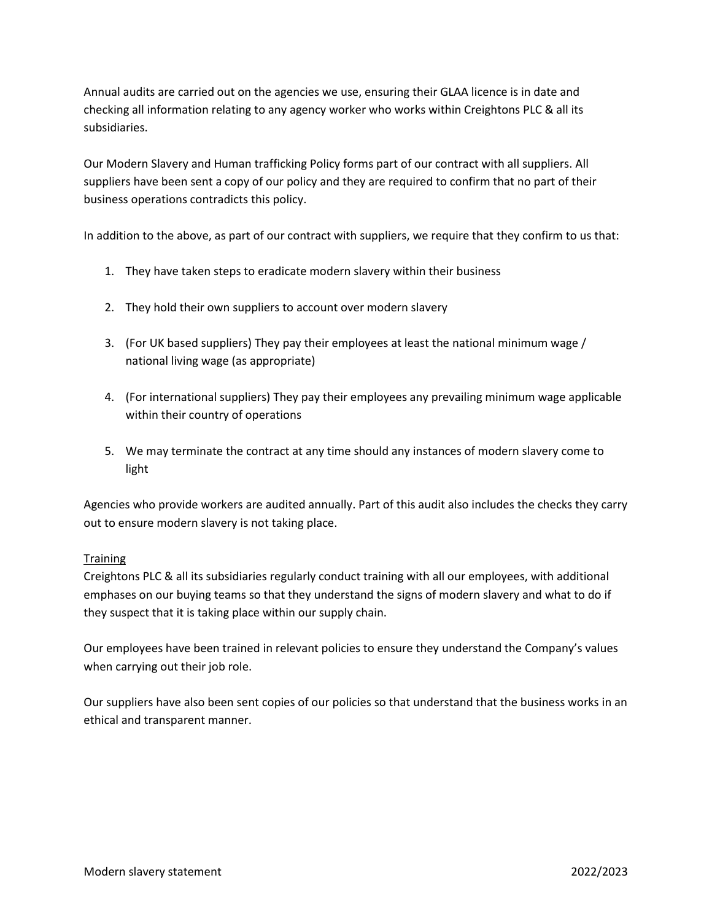Annual audits are carried out on the agencies we use, ensuring their GLAA licence is in date and checking all information relating to any agency worker who works within Creightons PLC & all its subsidiaries.

Our Modern Slavery and Human trafficking Policy forms part of our contract with all suppliers. All suppliers have been sent a copy of our policy and they are required to confirm that no part of their business operations contradicts this policy.

In addition to the above, as part of our contract with suppliers, we require that they confirm to us that:

1. They have taken steps to eradicate modern slavery within their business
2. They hold their own suppliers to account over modern slavery
3. (For UK based suppliers) They pay their employees at least the national minimum wage / national living wage (as appropriate)
4. (For international suppliers) They pay their employees any prevailing minimum wage applicable within their country of operations
5. We may terminate the contract at any time should any instances of modern slavery come to light

Agencies who provide workers are audited annually. Part of this audit also includes the checks they carry out to ensure modern slavery is not taking place.

<u>Training</u>

Creightons PLC & all its subsidiaries regularly conduct training with all our employees, with additional emphases on our buying teams so that they understand the signs of modern slavery and what to do if they suspect that it is taking place within our supply chain.

Our employees have been trained in relevant policies to ensure they understand the Company's values when carrying out their job role.

Our suppliers have also been sent copies of our policies so that understand that the business works in an ethical and transparent manner.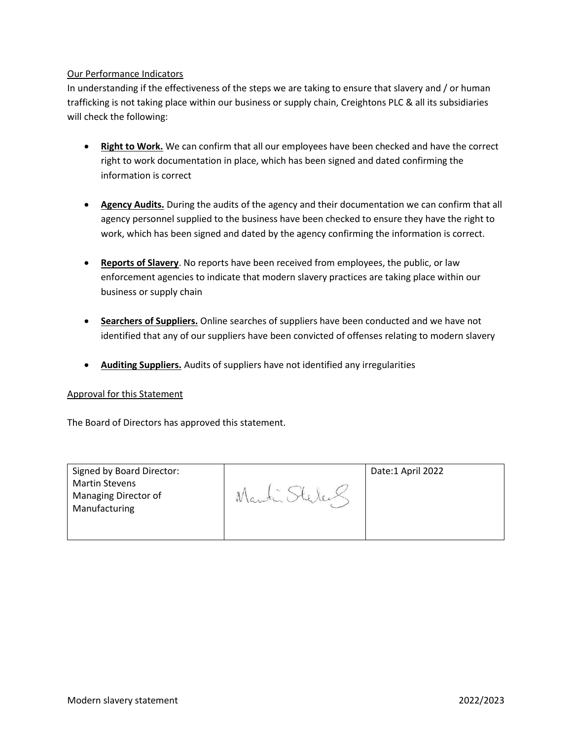Our Performance Indicators

In understanding if the effectiveness of the steps we are taking to ensure that slavery and / or human trafficking is not taking place within our business or supply chain, Creightons PLC & all its subsidiaries will check the following:

- **Right to Work.** We can confirm that all our employees have been checked and have the correct right to work documentation in place, which has been signed and dated confirming the information is correct
- **Agency Audits.** During the audits of the agency and their documentation we can confirm that all agency personnel supplied to the business have been checked to ensure they have the right to work, which has been signed and dated by the agency confirming the information is correct.
- **Reports of Slavery**. No reports have been received from employees, the public, or law enforcement agencies to indicate that modern slavery practices are taking place within our business or supply chain
- **Searchers of Suppliers.** Online searches of suppliers have been conducted and we have not identified that any of our suppliers have been convicted of offenses relating to modern slavery
- **Auditing Suppliers.** Audits of suppliers have not identified any irregularities

Approval for this Statement

The Board of Directors has approved this statement.

| | | |
|---|---|---|
| Signed by Board Director:<br>Martin Stevens<br>Managing Director of Manufacturing | Martin Stevens | Date:1 April 2022 |